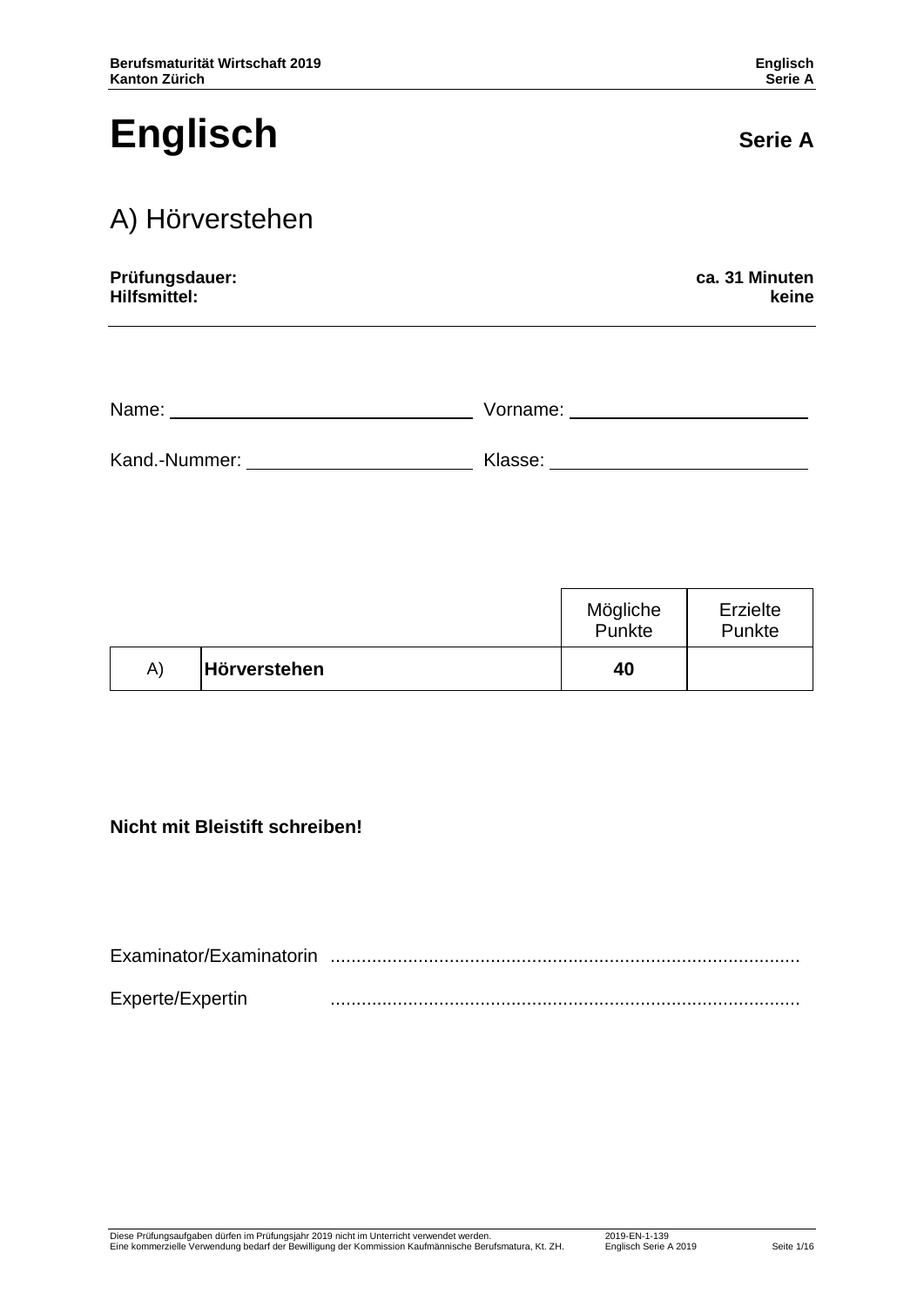# Englisch

**Serie A**

## A) Hörverstehen

**Prüfungsdauer:** **ca. 31 Minuten**
**Hilfsmittel:** **keine**

Name: ______________________________ Vorname: ______________________________

Kand.-Nummer: ______________________ Klasse: ______________________________

| | | Mögliche Punkte | Erzielte Punkte |
|---|---|---|---|
| A) | **Hörverstehen** | **40** | |

**Nicht mit Bleistift schreiben!**

Examinator/Examinatorin ........................................................................................

Experte/Expertin ........................................................................................

Diese Prüfungsaufgaben dürfen im Prüfungsjahr 2019 nicht im Unterricht verwendet werden.
Eine kommerzielle Verwendung bedarf der Bewilligung der Kommission Kaufmännische Berufsmatura, Kt. ZH.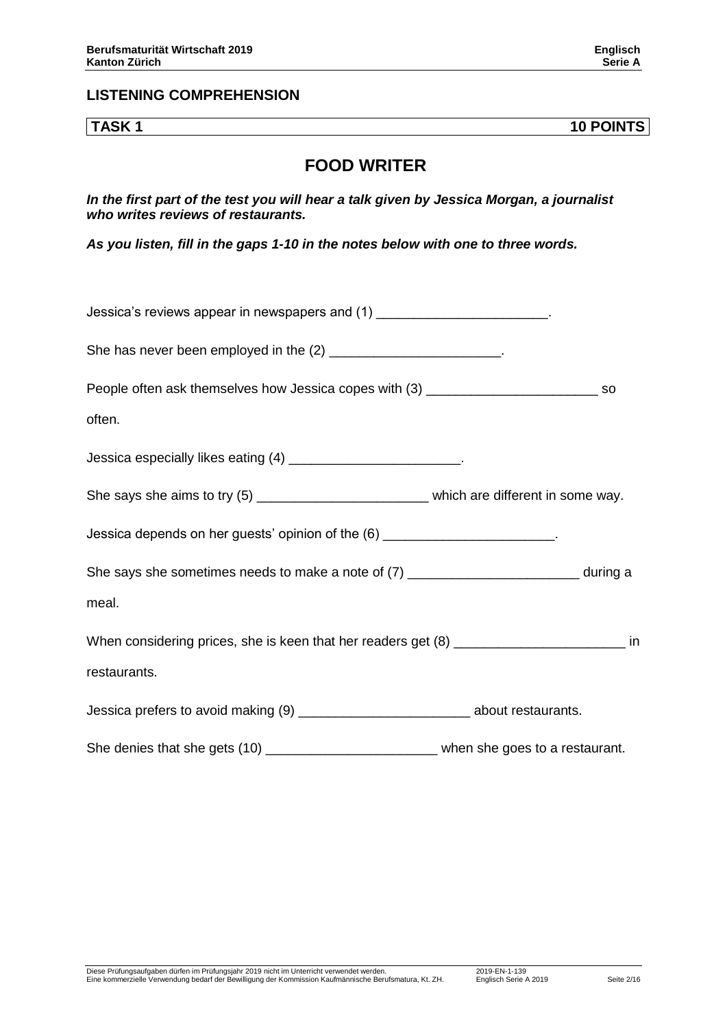## LISTENING COMPREHENSION

**TASK 1 — 10 POINTS**

# FOOD WRITER

***In the first part of the test you will hear a talk given by Jessica Morgan, a journalist who writes reviews of restaurants.***

***As you listen, fill in the gaps 1-10 in the notes below with one to three words.***

Jessica's reviews appear in newspapers and (1) _______________________.

She has never been employed in the (2) _______________________.

People often ask themselves how Jessica copes with (3) _______________________ so often.

Jessica especially likes eating (4) _______________________.

She says she aims to try (5) _______________________ which are different in some way.

Jessica depends on her guests' opinion of the (6) _______________________.

She says she sometimes needs to make a note of (7) _______________________ during a meal.

When considering prices, she is keen that her readers get (8) _______________________ in restaurants.

Jessica prefers to avoid making (9) _______________________ about restaurants.

She denies that she gets (10) _______________________ when she goes to a restaurant.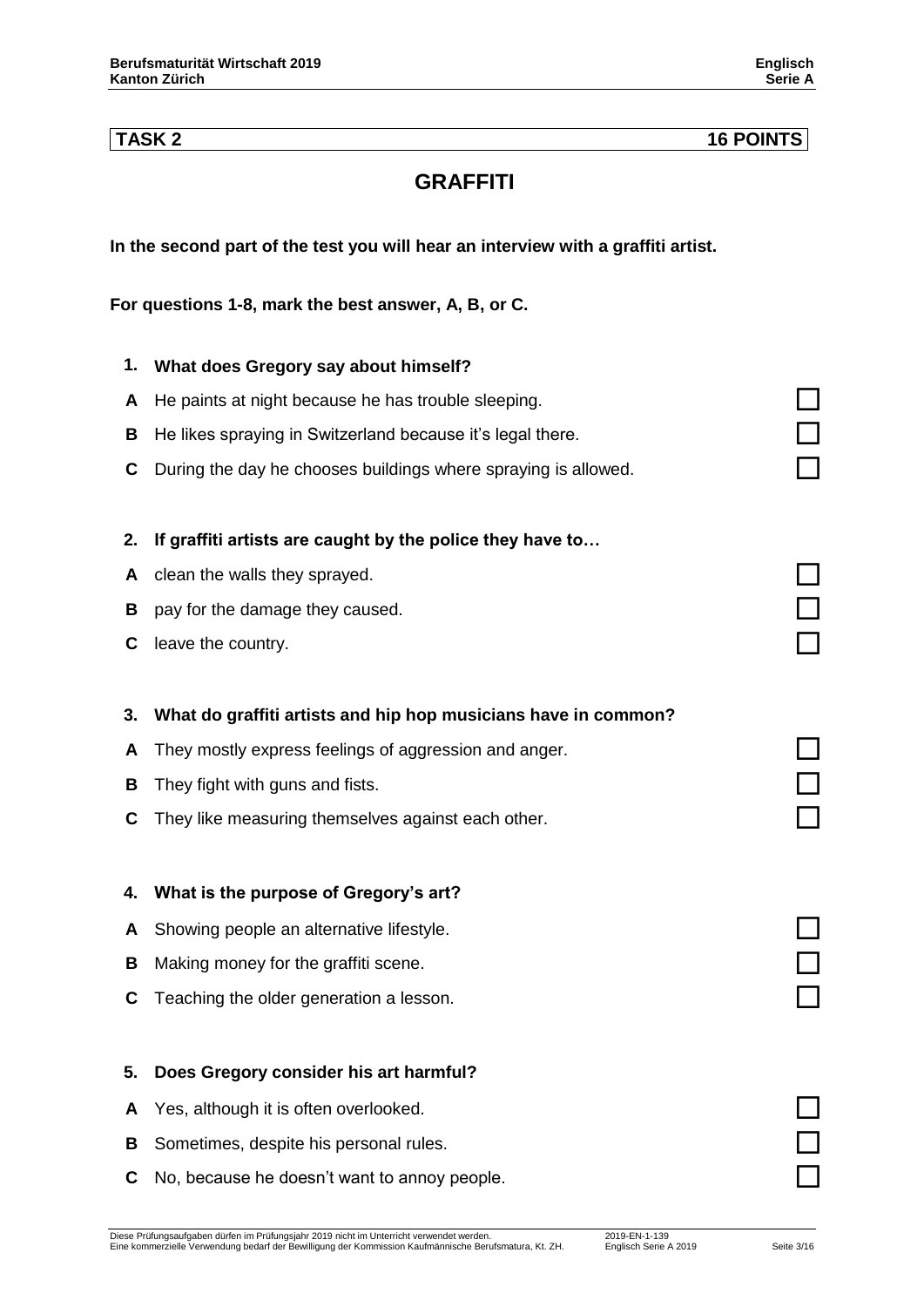**TASK 2 16 POINTS**

# GRAFFITI

**In the second part of the test you will hear an interview with a graffiti artist.**

**For questions 1-8, mark the best answer, A, B, or C.**

**1. What does Gregory say about himself?**

- **A** He paints at night because he has trouble sleeping. ☐
- **B** He likes spraying in Switzerland because it's legal there. ☐
- **C** During the day he chooses buildings where spraying is allowed. ☐

**2. If graffiti artists are caught by the police they have to…**

- **A** clean the walls they sprayed. ☐
- **B** pay for the damage they caused. ☐
- **C** leave the country. ☐

**3. What do graffiti artists and hip hop musicians have in common?**

- **A** They mostly express feelings of aggression and anger. ☐
- **B** They fight with guns and fists. ☐
- **C** They like measuring themselves against each other. ☐

**4. What is the purpose of Gregory's art?**

- **A** Showing people an alternative lifestyle. ☐
- **B** Making money for the graffiti scene. ☐
- **C** Teaching the older generation a lesson. ☐

**5. Does Gregory consider his art harmful?**

- **A** Yes, although it is often overlooked. ☐
- **B** Sometimes, despite his personal rules. ☐
- **C** No, because he doesn't want to annoy people. ☐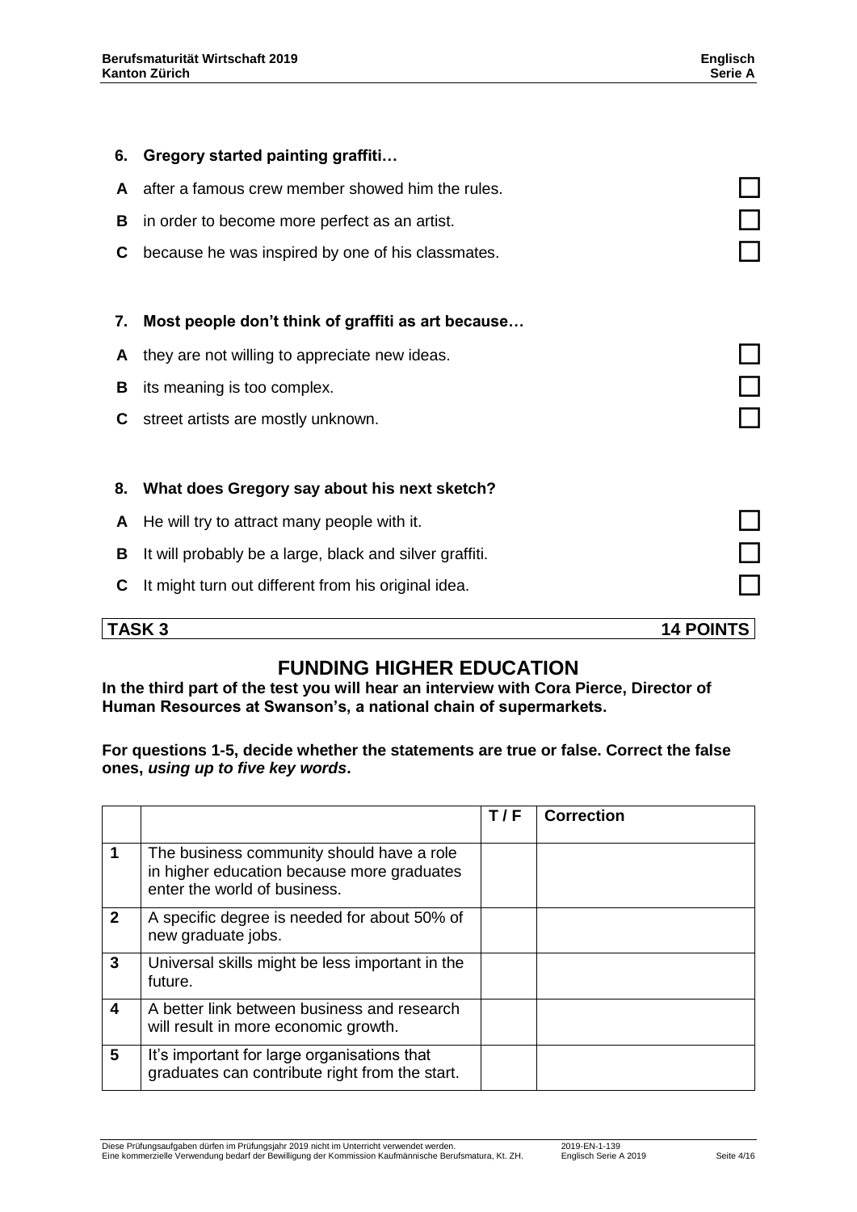**6. Gregory started painting graffiti…**

- **A** after a famous crew member showed him the rules. ☐
- **B** in order to become more perfect as an artist. ☐
- **C** because he was inspired by one of his classmates. ☐

**7. Most people don't think of graffiti as art because…**

- **A** they are not willing to appreciate new ideas. ☐
- **B** its meaning is too complex. ☐
- **C** street artists are mostly unknown. ☐

**8. What does Gregory say about his next sketch?**

- **A** He will try to attract many people with it. ☐
- **B** It will probably be a large, black and silver graffiti. ☐
- **C** It might turn out different from his original idea. ☐

## TASK 3 — 14 POINTS

## FUNDING HIGHER EDUCATION

**In the third part of the test you will hear an interview with Cora Pierce, Director of Human Resources at Swanson's, a national chain of supermarkets.**

**For questions 1-5, decide whether the statements are true or false. Correct the false ones, *using up to five key words*.**

| | | T / F | Correction |
|---|---|---|---|
| **1** | The business community should have a role in higher education because more graduates enter the world of business. | | |
| **2** | A specific degree is needed for about 50% of new graduate jobs. | | |
| **3** | Universal skills might be less important in the future. | | |
| **4** | A better link between business and research will result in more economic growth. | | |
| **5** | It's important for large organisations that graduates can contribute right from the start. | | |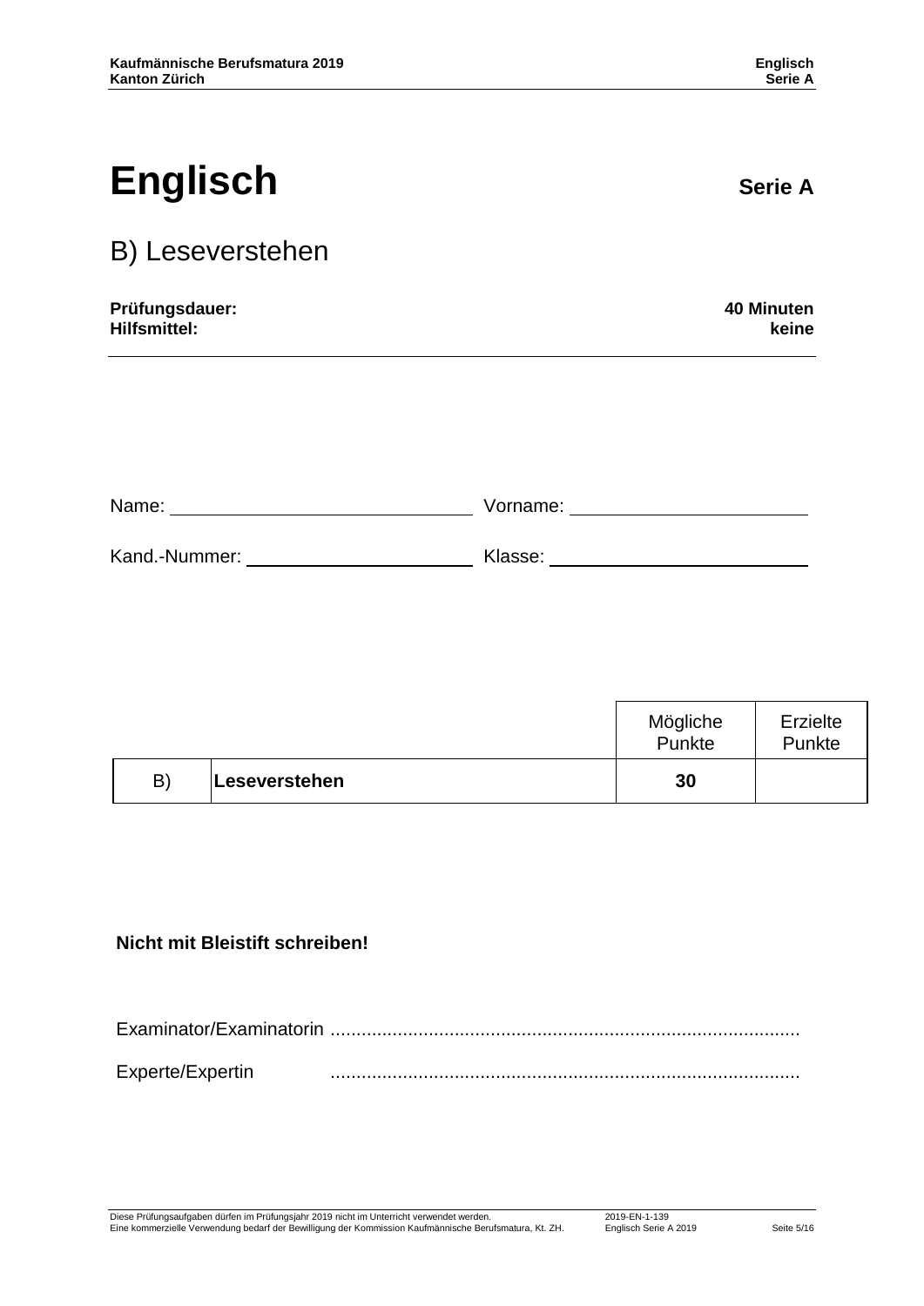# Englisch

**Serie A**

## B) Leseverstehen

**Prüfungsdauer:** **40 Minuten**
**Hilfsmittel:** **keine**

Name: ______________________ Vorname: ______________________

Kand.-Nummer: ______________________ Klasse: ______________________

| | | Mögliche Punkte | Erzielte Punkte |
|---|---|---|---|
| B) | **Leseverstehen** | **30** | |

**Nicht mit Bleistift schreiben!**

Examinator/Examinatorin ..........................................................................................

Experte/Expertin ..........................................................................................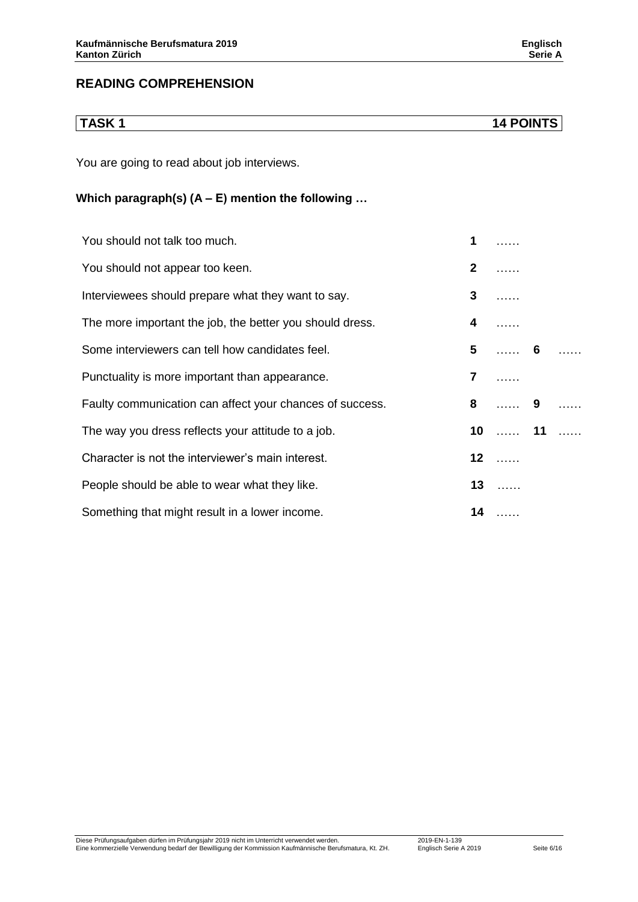## READING COMPREHENSION

| TASK 1 | 14 POINTS |
|---|---|

You are going to read about job interviews.

**Which paragraph(s) (A – E) mention the following …**

| | | | | |
|---|---|---|---|---|
| You should not talk too much. | **1** | …… | | |
| You should not appear too keen. | **2** | …… | | |
| Interviewees should prepare what they want to say. | **3** | …… | | |
| The more important the job, the better you should dress. | **4** | …… | | |
| Some interviewers can tell how candidates feel. | **5** | …… | **6** | …… |
| Punctuality is more important than appearance. | **7** | …… | | |
| Faulty communication can affect your chances of success. | **8** | …… | **9** | …… |
| The way you dress reflects your attitude to a job. | **10** | …… | **11** | …… |
| Character is not the interviewer's main interest. | **12** | …… | | |
| People should be able to wear what they like. | **13** | …… | | |
| Something that might result in a lower income. | **14** | …… | | |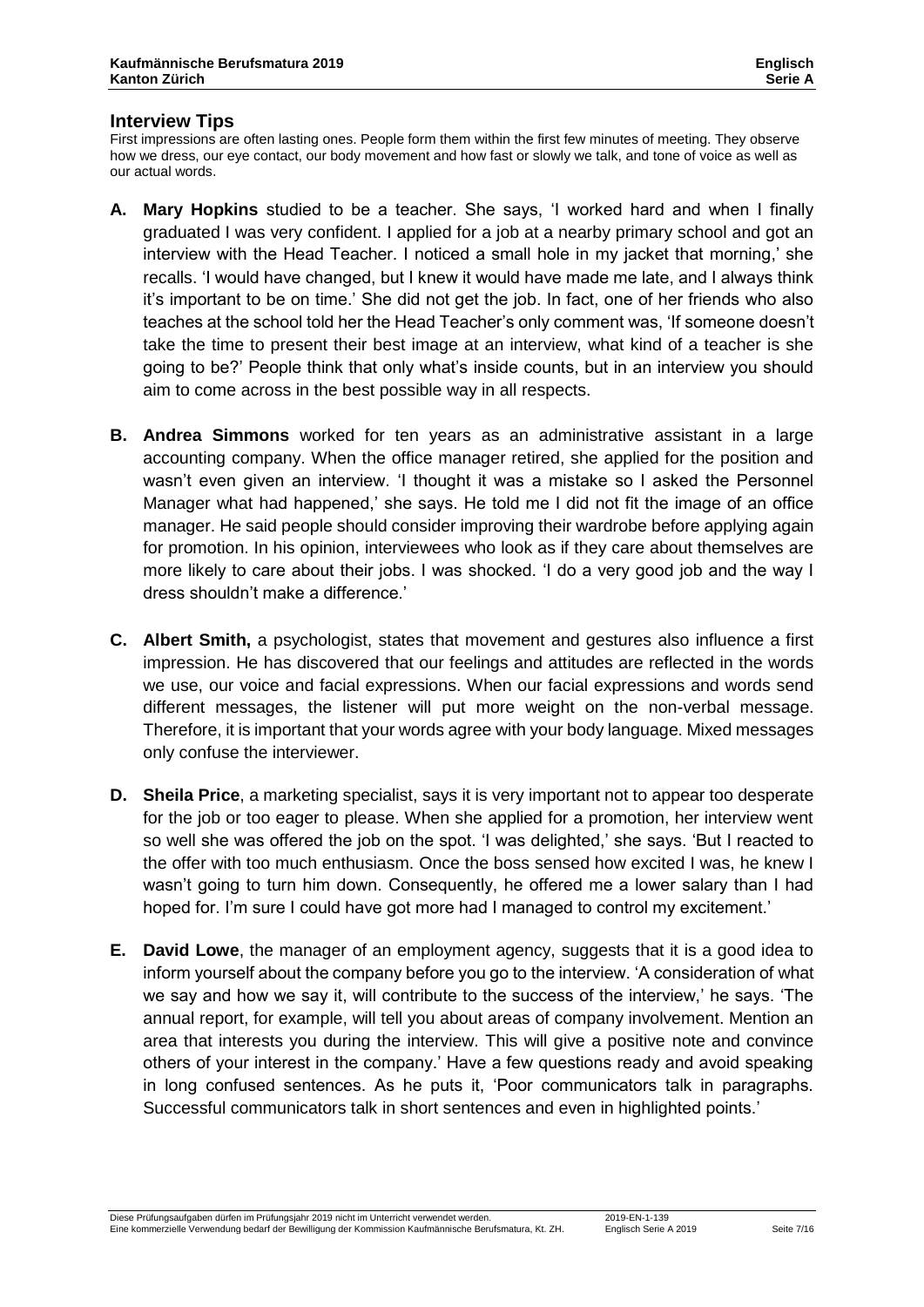## Interview Tips

First impressions are often lasting ones. People form them within the first few minutes of meeting. They observe how we dress, our eye contact, our body movement and how fast or slowly we talk, and tone of voice as well as our actual words.

**A.** **Mary Hopkins** studied to be a teacher. She says, 'I worked hard and when I finally graduated I was very confident. I applied for a job at a nearby primary school and got an interview with the Head Teacher. I noticed a small hole in my jacket that morning,' she recalls. 'I would have changed, but I knew it would have made me late, and I always think it's important to be on time.' She did not get the job. In fact, one of her friends who also teaches at the school told her the Head Teacher's only comment was, 'If someone doesn't take the time to present their best image at an interview, what kind of a teacher is she going to be?' People think that only what's inside counts, but in an interview you should aim to come across in the best possible way in all respects.

**B.** **Andrea Simmons** worked for ten years as an administrative assistant in a large accounting company. When the office manager retired, she applied for the position and wasn't even given an interview. 'I thought it was a mistake so I asked the Personnel Manager what had happened,' she says. He told me I did not fit the image of an office manager. He said people should consider improving their wardrobe before applying again for promotion. In his opinion, interviewees who look as if they care about themselves are more likely to care about their jobs. I was shocked. 'I do a very good job and the way I dress shouldn't make a difference.'

**C.** **Albert Smith,** a psychologist, states that movement and gestures also influence a first impression. He has discovered that our feelings and attitudes are reflected in the words we use, our voice and facial expressions. When our facial expressions and words send different messages, the listener will put more weight on the non-verbal message. Therefore, it is important that your words agree with your body language. Mixed messages only confuse the interviewer.

**D.** **Sheila Price**, a marketing specialist, says it is very important not to appear too desperate for the job or too eager to please. When she applied for a promotion, her interview went so well she was offered the job on the spot. 'I was delighted,' she says. 'But I reacted to the offer with too much enthusiasm. Once the boss sensed how excited I was, he knew I wasn't going to turn him down. Consequently, he offered me a lower salary than I had hoped for. I'm sure I could have got more had I managed to control my excitement.'

**E.** **David Lowe**, the manager of an employment agency, suggests that it is a good idea to inform yourself about the company before you go to the interview. 'A consideration of what we say and how we say it, will contribute to the success of the interview,' he says. 'The annual report, for example, will tell you about areas of company involvement. Mention an area that interests you during the interview. This will give a positive note and convince others of your interest in the company.' Have a few questions ready and avoid speaking in long confused sentences. As he puts it, 'Poor communicators talk in paragraphs. Successful communicators talk in short sentences and even in highlighted points.'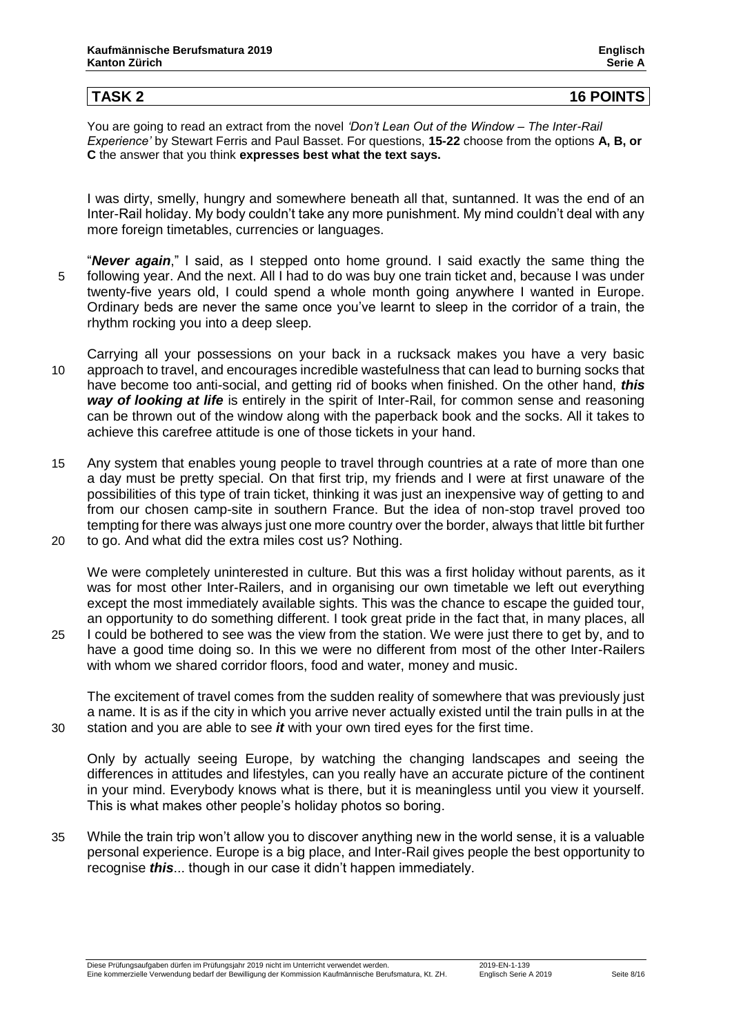## TASK 2 — 16 POINTS

You are going to read an extract from the novel *'Don't Lean Out of the Window – The Inter-Rail Experience'* by Stewart Ferris and Paul Basset. For questions, **15-22** choose from the options **A, B, or C** the answer that you think **expresses best what the text says.**

I was dirty, smelly, hungry and somewhere beneath all that, suntanned. It was the end of an Inter-Rail holiday. My body couldn't take any more punishment. My mind couldn't deal with any more foreign timetables, currencies or languages.

"***Never again***," I said, as I stepped onto home ground. I said exactly the same thing the following year. And the next. All I had to do was buy one train ticket and, because I was under twenty-five years old, I could spend a whole month going anywhere I wanted in Europe. Ordinary beds are never the same once you've learnt to sleep in the corridor of a train, the rhythm rocking you into a deep sleep.

Carrying all your possessions on your back in a rucksack makes you have a very basic approach to travel, and encourages incredible wastefulness that can lead to burning socks that have become too anti-social, and getting rid of books when finished. On the other hand, ***this way of looking at life*** is entirely in the spirit of Inter-Rail, for common sense and reasoning can be thrown out of the window along with the paperback book and the socks. All it takes to achieve this carefree attitude is one of those tickets in your hand.

Any system that enables young people to travel through countries at a rate of more than one a day must be pretty special. On that first trip, my friends and I were at first unaware of the possibilities of this type of train ticket, thinking it was just an inexpensive way of getting to and from our chosen camp-site in southern France. But the idea of non-stop travel proved too tempting for there was always just one more country over the border, always that little bit further to go. And what did the extra miles cost us? Nothing.

We were completely uninterested in culture. But this was a first holiday without parents, as it was for most other Inter-Railers, and in organising our own timetable we left out everything except the most immediately available sights. This was the chance to escape the guided tour, an opportunity to do something different. I took great pride in the fact that, in many places, all I could be bothered to see was the view from the station. We were just there to get by, and to have a good time doing so. In this we were no different from most of the other Inter-Railers with whom we shared corridor floors, food and water, money and music.

The excitement of travel comes from the sudden reality of somewhere that was previously just a name. It is as if the city in which you arrive never actually existed until the train pulls in at the station and you are able to see ***it*** with your own tired eyes for the first time.

Only by actually seeing Europe, by watching the changing landscapes and seeing the differences in attitudes and lifestyles, can you really have an accurate picture of the continent in your mind. Everybody knows what is there, but it is meaningless until you view it yourself. This is what makes other people's holiday photos so boring.

While the train trip won't allow you to discover anything new in the world sense, it is a valuable personal experience. Europe is a big place, and Inter-Rail gives people the best opportunity to recognise ***this***... though in our case it didn't happen immediately.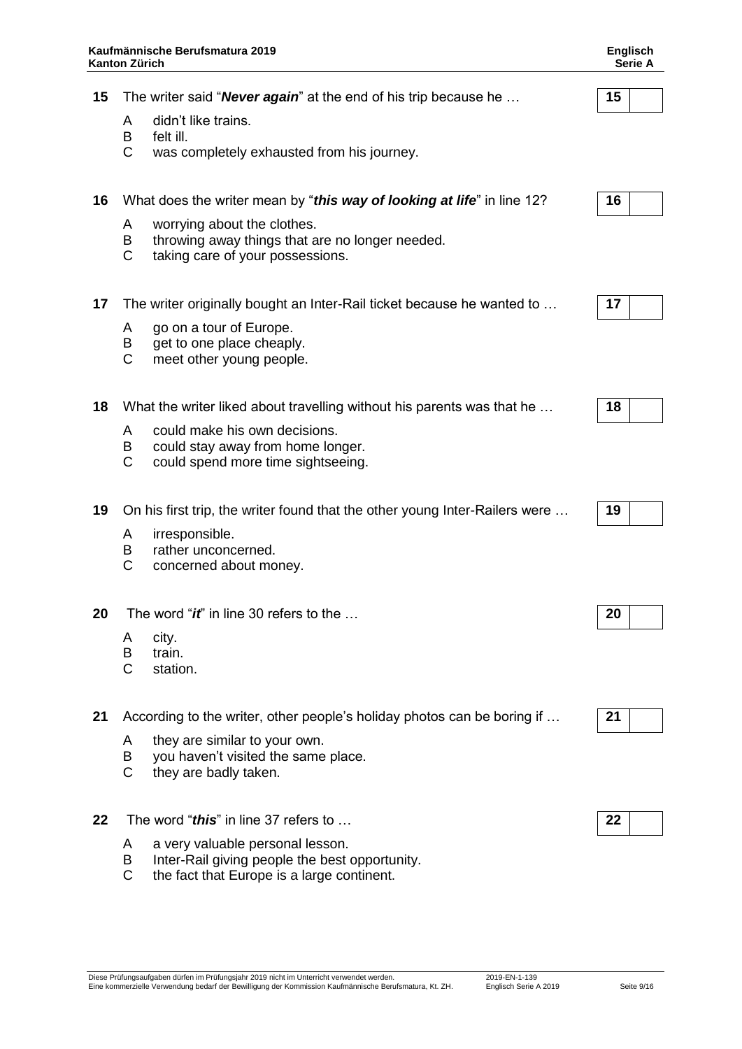**15** The writer said "***Never again***" at the end of his trip because he …

A didn't like trains.
B felt ill.
C was completely exhausted from his journey.

| 15 | |
|---|---|

**16** What does the writer mean by "***this way of looking at life***" in line 12?

A worrying about the clothes.
B throwing away things that are no longer needed.
C taking care of your possessions.

| 16 | |
|---|---|

**17** The writer originally bought an Inter-Rail ticket because he wanted to …

A go on a tour of Europe.
B get to one place cheaply.
C meet other young people.

| 17 | |
|---|---|

**18** What the writer liked about travelling without his parents was that he …

A could make his own decisions.
B could stay away from home longer.
C could spend more time sightseeing.

| 18 | |
|---|---|

**19** On his first trip, the writer found that the other young Inter-Railers were …

A irresponsible.
B rather unconcerned.
C concerned about money.

| 19 | |
|---|---|

**20** The word "***it***" in line 30 refers to the …

A city.
B train.
C station.

| 20 | |
|---|---|

**21** According to the writer, other people's holiday photos can be boring if …

A they are similar to your own.
B you haven't visited the same place.
C they are badly taken.

| 21 | |
|---|---|

**22** The word "***this***" in line 37 refers to …

A a very valuable personal lesson.
B Inter-Rail giving people the best opportunity.
C the fact that Europe is a large continent.

| 22 | |
|---|---|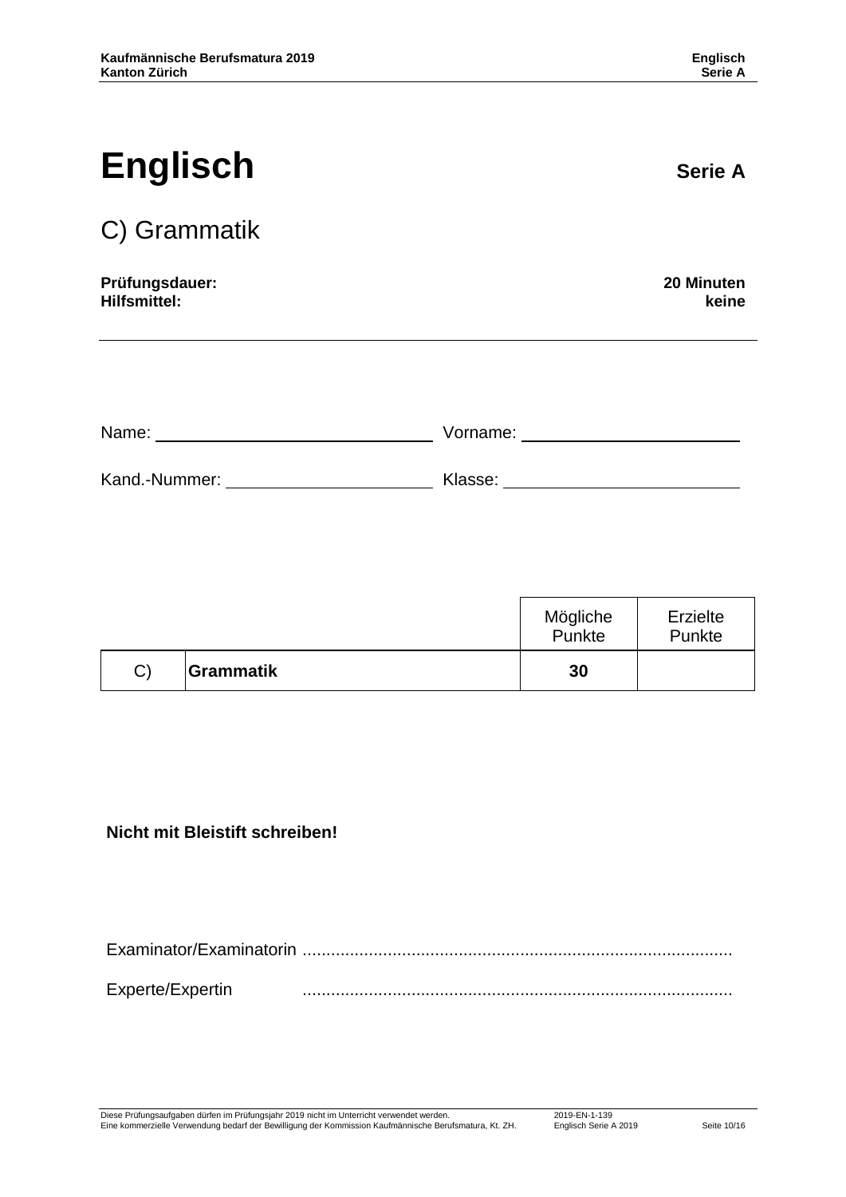# Englisch **Serie A**

## C) Grammatik

**Prüfungsdauer:** **20 Minuten**
**Hilfsmittel:** **keine**

---

Name: ______________________________ Vorname: ______________________________

Kand.-Nummer: ______________________________ Klasse: ______________________________

| | | Mögliche Punkte | Erzielte Punkte |
|---|---|---|---|
| C) | **Grammatik** | **30** | |

**Nicht mit Bleistift schreiben!**

Examinator/Examinatorin ..........................................................................................

Experte/Expertin ..........................................................................................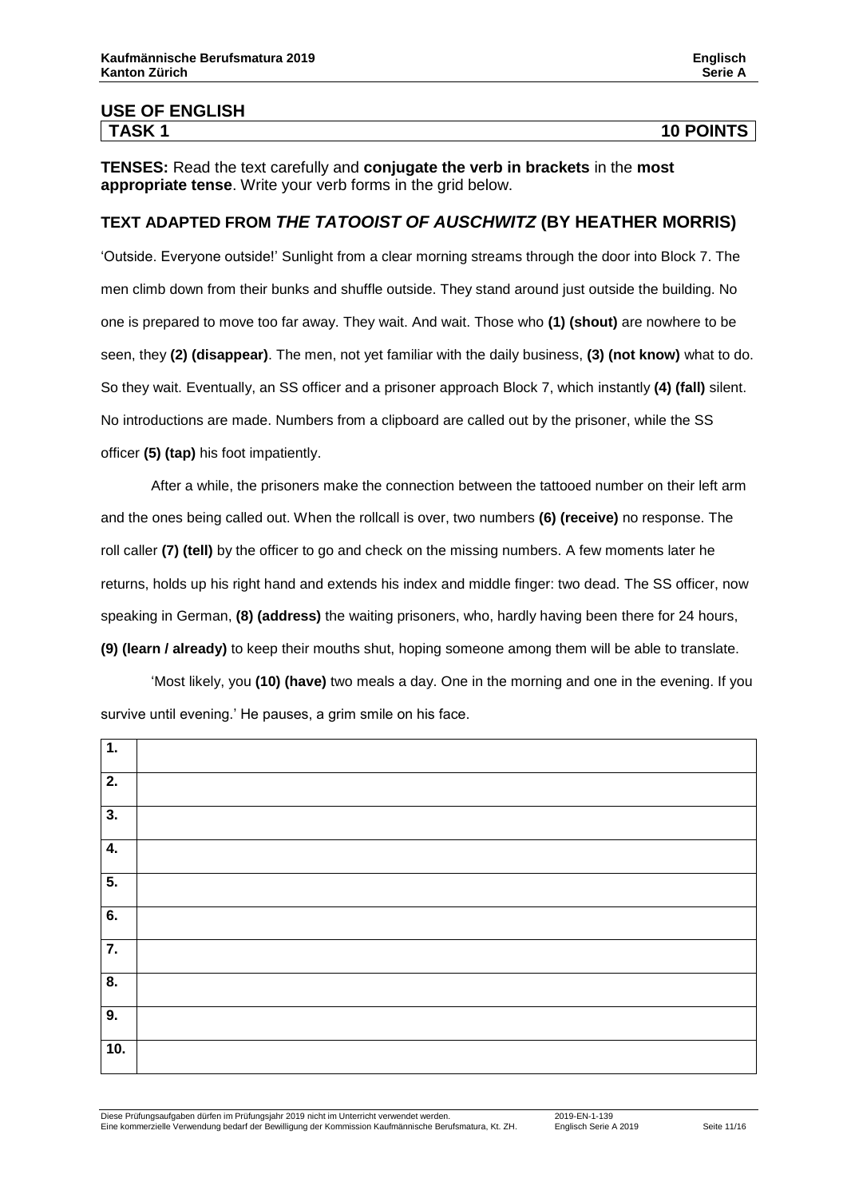## USE OF ENGLISH

**TASK 1** **10 POINTS**

**TENSES:** Read the text carefully and **conjugate the verb in brackets** in the **most appropriate tense**. Write your verb forms in the grid below.

### TEXT ADAPTED FROM *THE TATOOIST OF AUSCHWITZ* (BY HEATHER MORRIS)

'Outside. Everyone outside!' Sunlight from a clear morning streams through the door into Block 7. The men climb down from their bunks and shuffle outside. They stand around just outside the building. No one is prepared to move too far away. They wait. And wait. Those who **(1) (shout)** are nowhere to be seen, they **(2) (disappear)**. The men, not yet familiar with the daily business, **(3) (not know)** what to do. So they wait. Eventually, an SS officer and a prisoner approach Block 7, which instantly **(4) (fall)** silent. No introductions are made. Numbers from a clipboard are called out by the prisoner, while the SS officer **(5) (tap)** his foot impatiently.

After a while, the prisoners make the connection between the tattooed number on their left arm and the ones being called out. When the rollcall is over, two numbers **(6) (receive)** no response. The roll caller **(7) (tell)** by the officer to go and check on the missing numbers. A few moments later he returns, holds up his right hand and extends his index and middle finger: two dead. The SS officer, now speaking in German, **(8) (address)** the waiting prisoners, who, hardly having been there for 24 hours, **(9) (learn / already)** to keep their mouths shut, hoping someone among them will be able to translate.

'Most likely, you **(10) (have)** two meals a day. One in the morning and one in the evening. If you survive until evening.' He pauses, a grim smile on his face.

| | |
|---|---|
| **1.** | |
| **2.** | |
| **3.** | |
| **4.** | |
| **5.** | |
| **6.** | |
| **7.** | |
| **8.** | |
| **9.** | |
| **10.** | |

Diese Prüfungsaufgaben dürfen im Prüfungsjahr 2019 nicht im Unterricht verwendet werden. Eine kommerzielle Verwendung bedarf der Bewilligung der Kommission Kaufmännische Berufsmatura, Kt. ZH.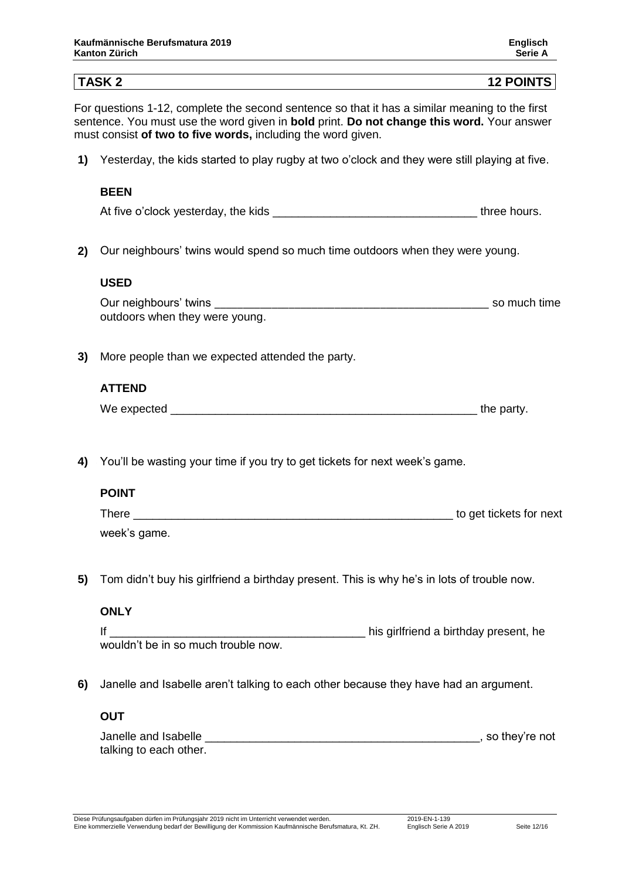## TASK 2 — 12 POINTS

For questions 1-12, complete the second sentence so that it has a similar meaning to the first sentence. You must use the word given in **bold** print. **Do not change this word.** Your answer must consist **of two to five words,** including the word given.

**1)** Yesterday, the kids started to play rugby at two o'clock and they were still playing at five.

**BEEN**

At five o'clock yesterday, the kids ________________________________ three hours.

**2)** Our neighbours' twins would spend so much time outdoors when they were young.

**USED**

Our neighbours' twins ____________________________________________ so much time outdoors when they were young.

**3)** More people than we expected attended the party.

**ATTEND**

We expected __________________________________________________ the party.

**4)** You'll be wasting your time if you try to get tickets for next week's game.

**POINT**

There ____________________________________________________ to get tickets for next week's game.

**5)** Tom didn't buy his girlfriend a birthday present. This is why he's in lots of trouble now.

**ONLY**

If ________________________________________ his girlfriend a birthday present, he wouldn't be in so much trouble now.

**6)** Janelle and Isabelle aren't talking to each other because they have had an argument.

**OUT**

Janelle and Isabelle ____________________________________________, so they're not talking to each other.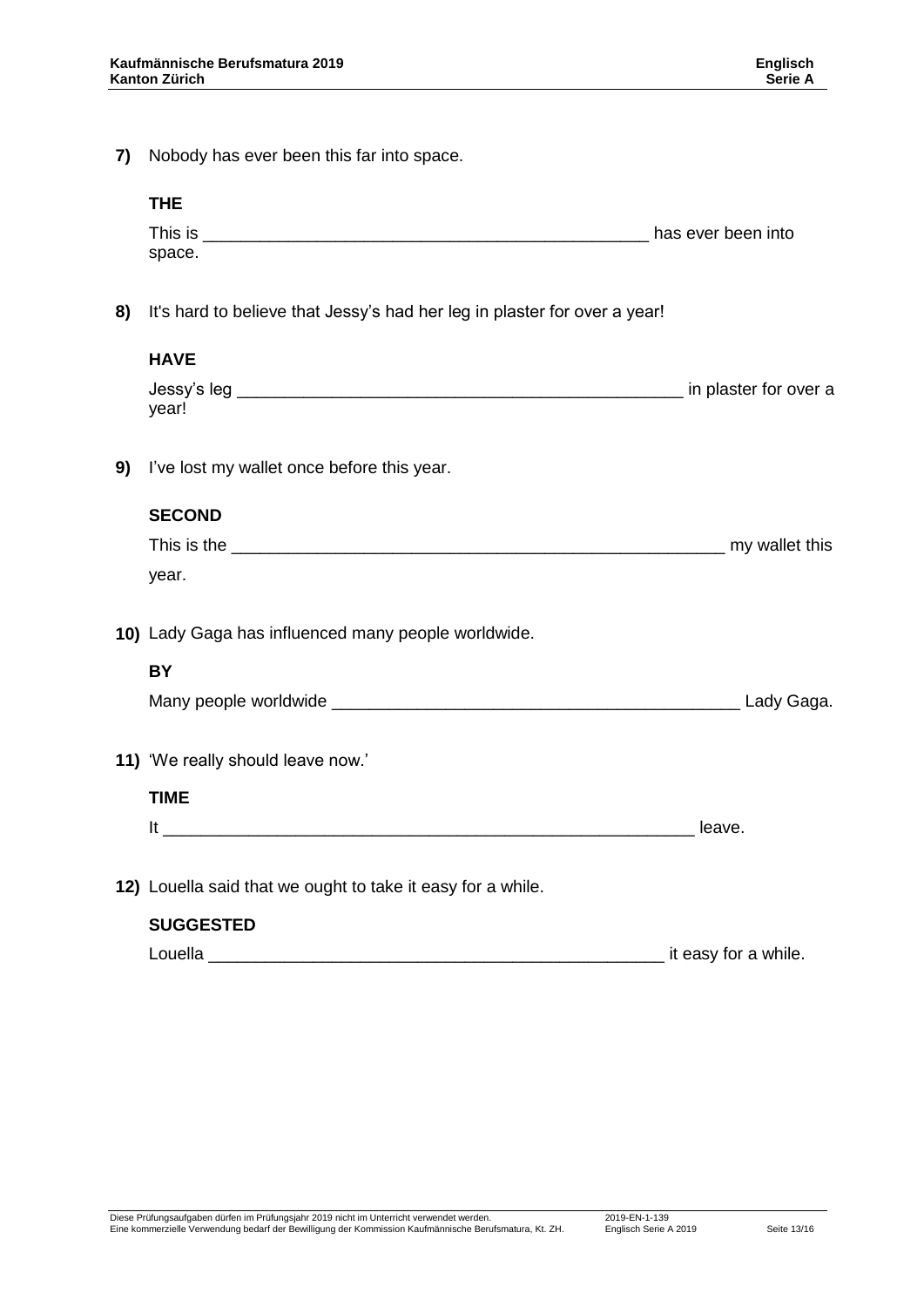**7)** Nobody has ever been this far into space.

**THE**

This is ________________________________________________ has ever been into space.

**8)** It's hard to believe that Jessy's had her leg in plaster for over a year!

**HAVE**

Jessy's leg ________________________________________________ in plaster for over a year!

**9)** I've lost my wallet once before this year.

**SECOND**

This is the ______________________________________________________ my wallet this year.

**10)** Lady Gaga has influenced many people worldwide.

**BY**

Many people worldwide ____________________________________________ Lady Gaga.

**11)** 'We really should leave now.'

**TIME**

It _________________________________________________________ leave.

**12)** Louella said that we ought to take it easy for a while.

**SUGGESTED**

Louella ________________________________________________ it easy for a while.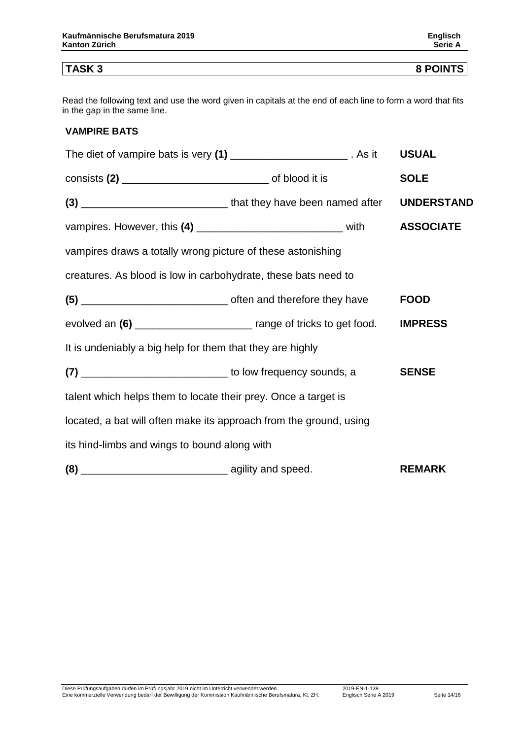| TASK 3 | 8 POINTS |
|---|---|

Read the following text and use the word given in capitals at the end of each line to form a word that fits in the gap in the same line.

**VAMPIRE BATS**

| | |
|---|---|
| The diet of vampire bats is very **(1)** ____________________ . As it | **USUAL** |
| consists **(2)** _________________________ of blood it is | **SOLE** |
| **(3)** _________________________ that they have been named after | **UNDERSTAND** |
| vampires. However, this **(4)** _________________________ with | **ASSOCIATE** |
| vampires draws a totally wrong picture of these astonishing | |
| creatures. As blood is low in carbohydrate, these bats need to | |
| **(5)** _________________________ often and therefore they have | **FOOD** |
| evolved an **(6)** ____________________ range of tricks to get food. | **IMPRESS** |
| It is undeniably a big help for them that they are highly | |
| **(7)** _________________________ to low frequency sounds, a | **SENSE** |
| talent which helps them to locate their prey. Once a target is | |
| located, a bat will often make its approach from the ground, using | |
| its hind-limbs and wings to bound along with | |
| **(8)** _________________________ agility and speed. | **REMARK** |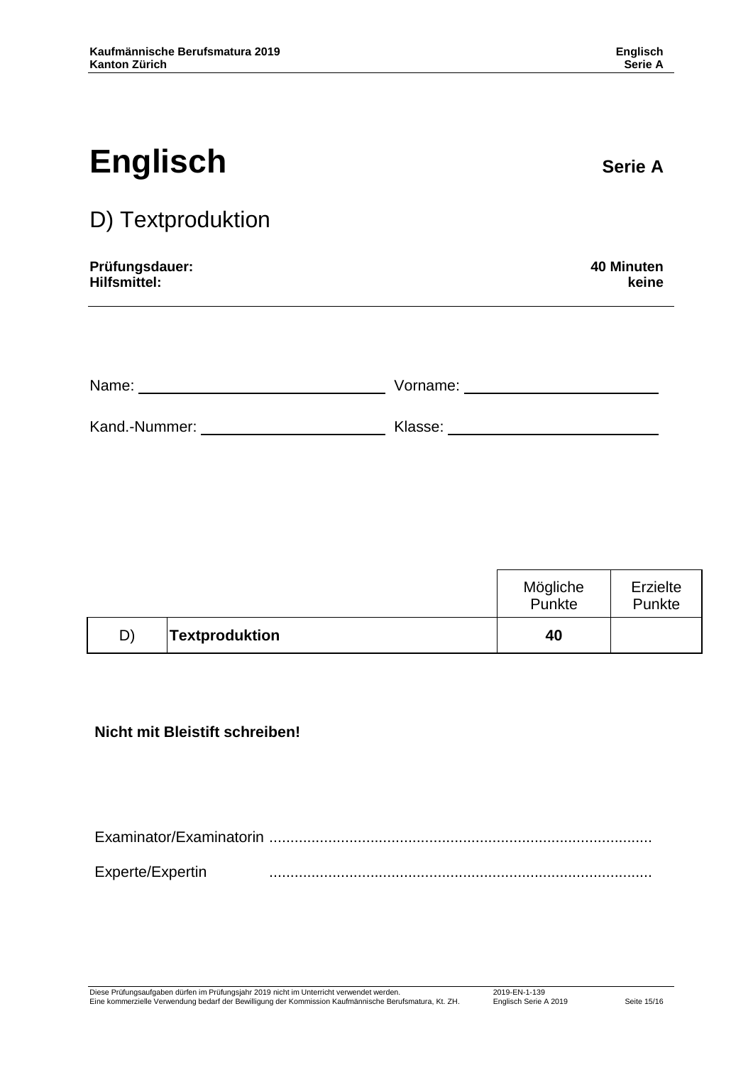# Englisch

**Serie A**

## D) Textproduktion

**Prüfungsdauer:** **40 Minuten**
**Hilfsmittel:** **keine**

Name: ______________________ Vorname: ______________________

Kand.-Nummer: ______________________ Klasse: ______________________

| | | Mögliche Punkte | Erzielte Punkte |
|---|---|---|---|
| D) | **Textproduktion** | **40** | |

**Nicht mit Bleistift schreiben!**

Examinator/Examinatorin ..........................................................................................

Experte/Expertin ..........................................................................................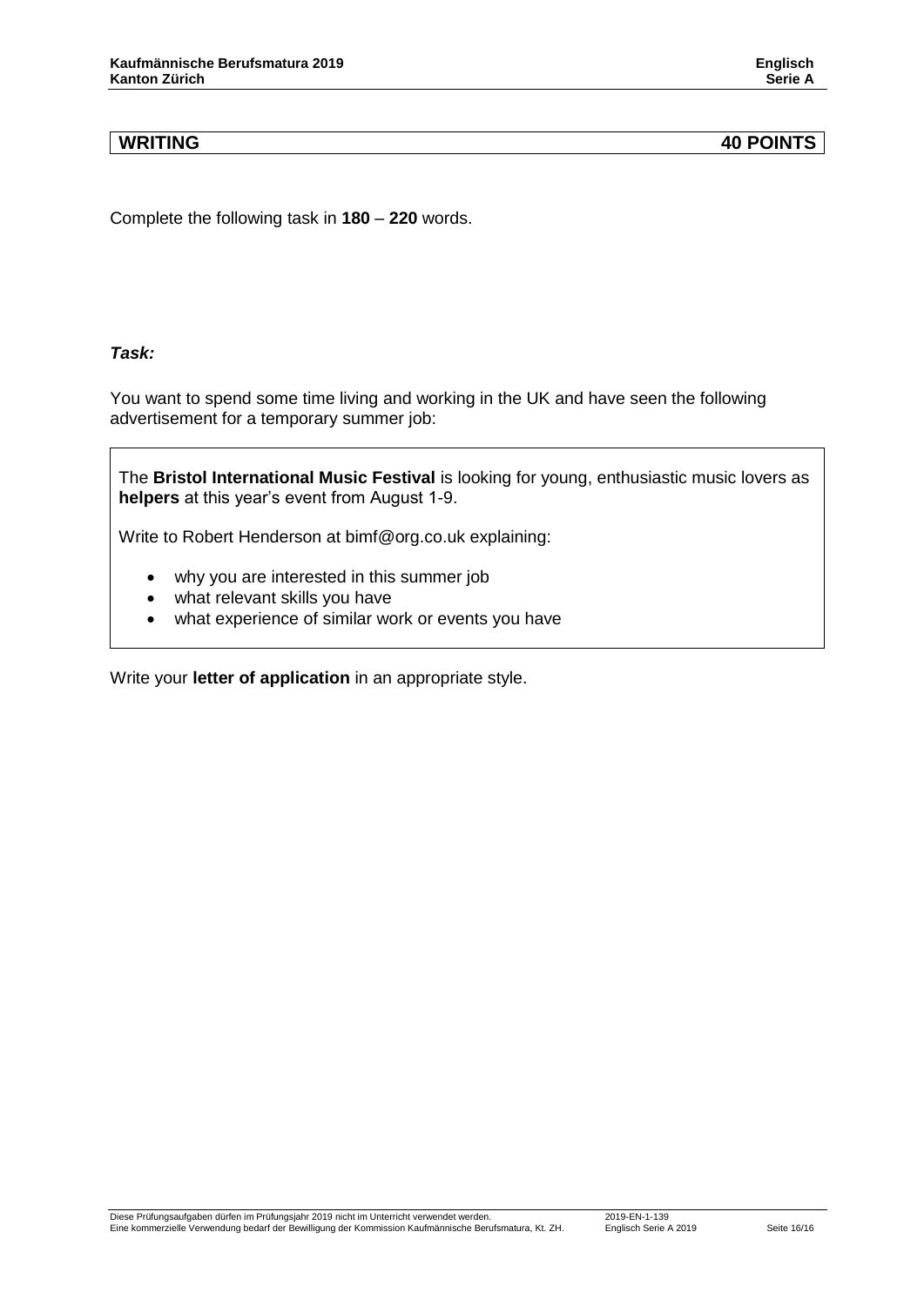## WRITING 40 POINTS

Complete the following task in **180** – **220** words.

***Task:***

You want to spend some time living and working in the UK and have seen the following advertisement for a temporary summer job:

> The **Bristol International Music Festival** is looking for young, enthusiastic music lovers as **helpers** at this year's event from August 1-9.
>
> Write to Robert Henderson at bimf@org.co.uk explaining:
>
> - why you are interested in this summer job
> - what relevant skills you have
> - what experience of similar work or events you have

Write your **letter of application** in an appropriate style.